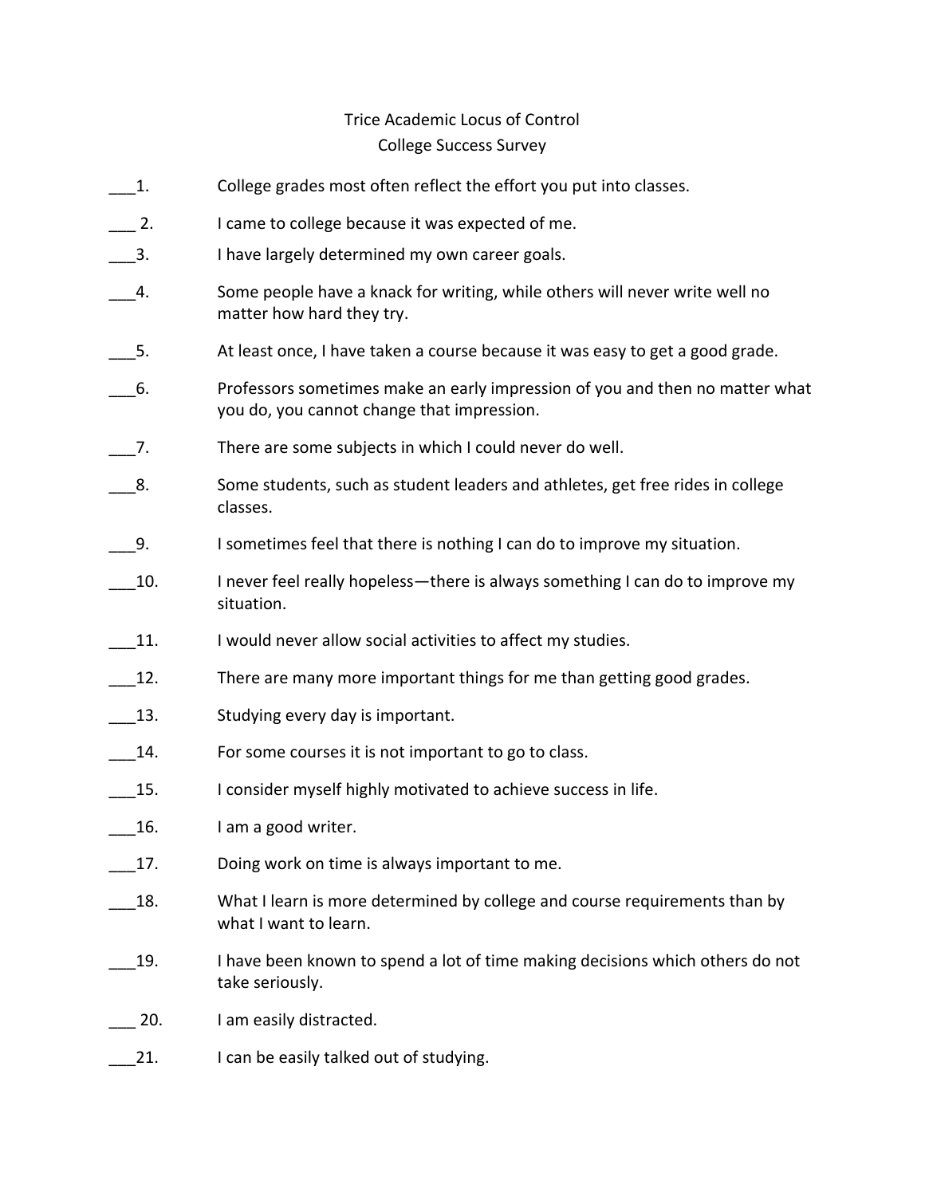# Trice Academic Locus of Control
## College Success Survey

___1. College grades most often reflect the effort you put into classes.

___ 2. I came to college because it was expected of me.

___3. I have largely determined my own career goals.

___4. Some people have a knack for writing, while others will never write well no matter how hard they try.

___5. At least once, I have taken a course because it was easy to get a good grade.

___6. Professors sometimes make an early impression of you and then no matter what you do, you cannot change that impression.

___7. There are some subjects in which I could never do well.

___8. Some students, such as student leaders and athletes, get free rides in college classes.

___9. I sometimes feel that there is nothing I can do to improve my situation.

___10. I never feel really hopeless—there is always something I can do to improve my situation.

___11. I would never allow social activities to affect my studies.

___12. There are many more important things for me than getting good grades.

___13. Studying every day is important.

___14. For some courses it is not important to go to class.

___15. I consider myself highly motivated to achieve success in life.

___16. I am a good writer.

___17. Doing work on time is always important to me.

___18. What I learn is more determined by college and course requirements than by what I want to learn.

___19. I have been known to spend a lot of time making decisions which others do not take seriously.

___ 20. I am easily distracted.

___21. I can be easily talked out of studying.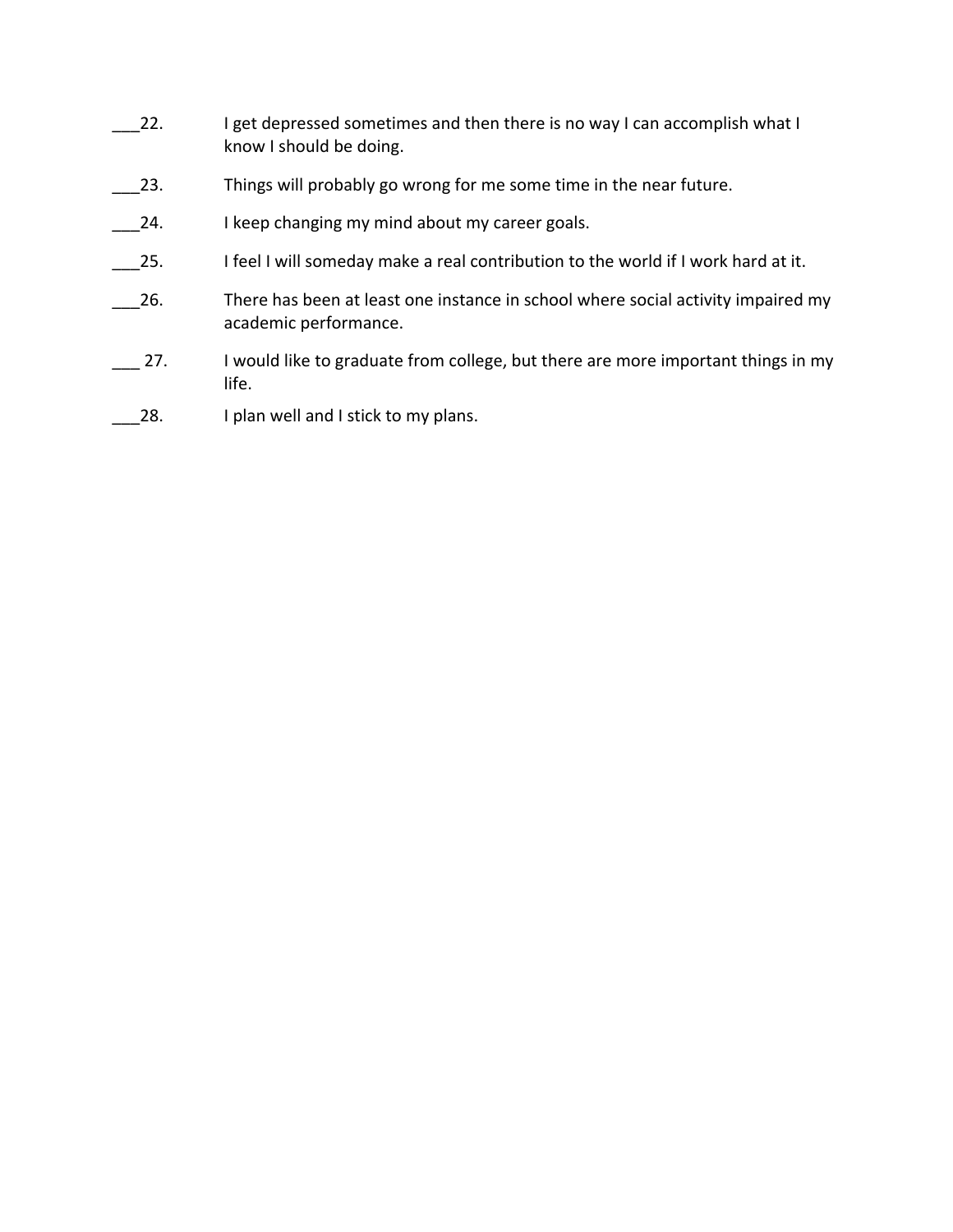___22. I get depressed sometimes and then there is no way I can accomplish what I know I should be doing.

___23. Things will probably go wrong for me some time in the near future.

___24. I keep changing my mind about my career goals.

___25. I feel I will someday make a real contribution to the world if I work hard at it.

___26. There has been at least one instance in school where social activity impaired my academic performance.

___ 27. I would like to graduate from college, but there are more important things in my life.

___28. I plan well and I stick to my plans.